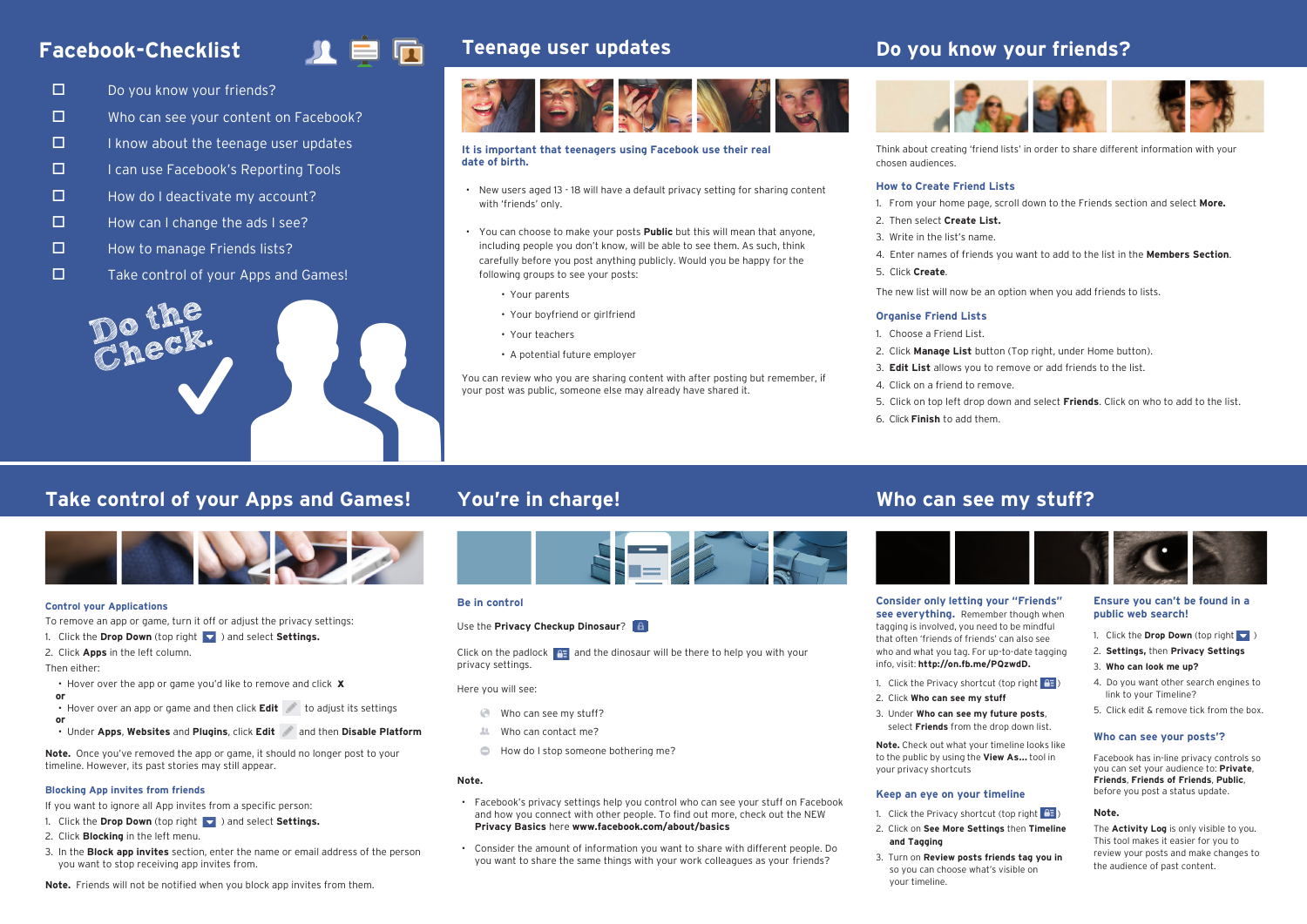# Facebook-Checklist

- ☐ Do you know your friends?
- ☐ Who can see your content on Facebook?
- ☐ I know about the teenage user updates
- ☐ I can use Facebook's Reporting Tools
- ☐ How do I deactivate my account?
- ☐ How can I change the ads I see?
- ☐ How to manage Friends lists?
- ☐ Take control of your Apps and Games!

Do the Check.

## Teenage user updates

**It is important that teenagers using Facebook use their real date of birth.**

- New users aged 13 - 18 will have a default privacy setting for sharing content with 'friends' only.
- You can choose to make your posts **Public** but this will mean that anyone, including people you don't know, will be able to see them. As such, think carefully before you post anything publicly. Would you be happy for the following groups to see your posts:
  - Your parents
  - Your boyfriend or girlfriend
  - Your teachers
  - A potential future employer

You can review who you are sharing content with after posting but remember, if your post was public, someone else may already have shared it.

## Do you know your friends?

Think about creating 'friend lists' in order to share different information with your chosen audiences.

### How to Create Friend Lists

1. From your home page, scroll down to the Friends section and select **More.**
2. Then select **Create List.**
3. Write in the list's name.
4. Enter names of friends you want to add to the list in the **Members Section**.
5. Click **Create**.

The new list will now be an option when you add friends to lists.

### Organise Friend Lists

1. Choose a Friend List.
2. Click **Manage List** button (Top right, under Home button).
3. **Edit List** allows you to remove or add friends to the list.
4. Click on a friend to remove.
5. Click on top left drop down and select **Friends**. Click on who to add to the list.
6. Click **Finish** to add them.

## Take control of your Apps and Games!

### Control your Applications

To remove an app or game, turn it off or adjust the privacy settings:

1. Click the **Drop Down** (top right) and select **Settings.**
2. Click **Apps** in the left column.

Then either:

- Hover over the app or game you'd like to remove and click **X**

**or**

- Hover over an app or game and then click **Edit** to adjust its settings

**or**

- Under **Apps**, **Websites** and **Plugins**, click **Edit** and then **Disable Platform**

**Note.** Once you've removed the app or game, it should no longer post to your timeline. However, its past stories may still appear.

### Blocking App invites from friends

If you want to ignore all App invites from a specific person:

1. Click the **Drop Down** (top right) and select **Settings.**
2. Click **Blocking** in the left menu.
3. In the **Block app invites** section, enter the name or email address of the person you want to stop receiving app invites from.

**Note.** Friends will not be notified when you block app invites from them.

## You're in charge!

### Be in control

Use the **Privacy Checkup Dinosaur**?

Click on the padlock and the dinosaur will be there to help you with your privacy settings.

Here you will see:

- Who can see my stuff?
- Who can contact me?
- How do I stop someone bothering me?

**Note.**

- Facebook's privacy settings help you control who can see your stuff on Facebook and how you connect with other people. To find out more, check out the NEW **Privacy Basics** here **www.facebook.com/about/basics**
- Consider the amount of information you want to share with different people. Do you want to share the same things with your work colleagues as your friends?

## Who can see my stuff?

**Consider only letting your "Friends" see everything.** Remember though when tagging is involved, you need to be mindful that often 'friends of friends' can also see who and what you tag. For up-to-date tagging info, visit: **http://on.fb.me/PQzwdD.**

1. Click the Privacy shortcut (top right)
2. Click **Who can see my stuff**
3. Under **Who can see my future posts**, select **Friends** from the drop down list.

**Note.** Check out what your timeline looks like to the public by using the **View As...** tool in your privacy shortcuts

### Keep an eye on your timeline

1. Click the Privacy shortcut (top right)
2. Click on **See More Settings** then **Timeline and Tagging**
3. Turn on **Review posts friends tag you in** so you can choose what's visible on your timeline.

### Ensure you can't be found in a public web search!

1. Click the **Drop Down** (top right)
2. **Settings,** then **Privacy Settings**
3. **Who can look me up?**
4. Do you want other search engines to link to your Timeline?
5. Click edit & remove tick from the box.

### Who can see your posts'?

Facebook has in-line privacy controls so you can set your audience to: **Private**, **Friends**, **Friends of Friends**, **Public**, before you post a status update.

**Note.**

The **Activity Log** is only visible to you. This tool makes it easier for you to review your posts and make changes to the audience of past content.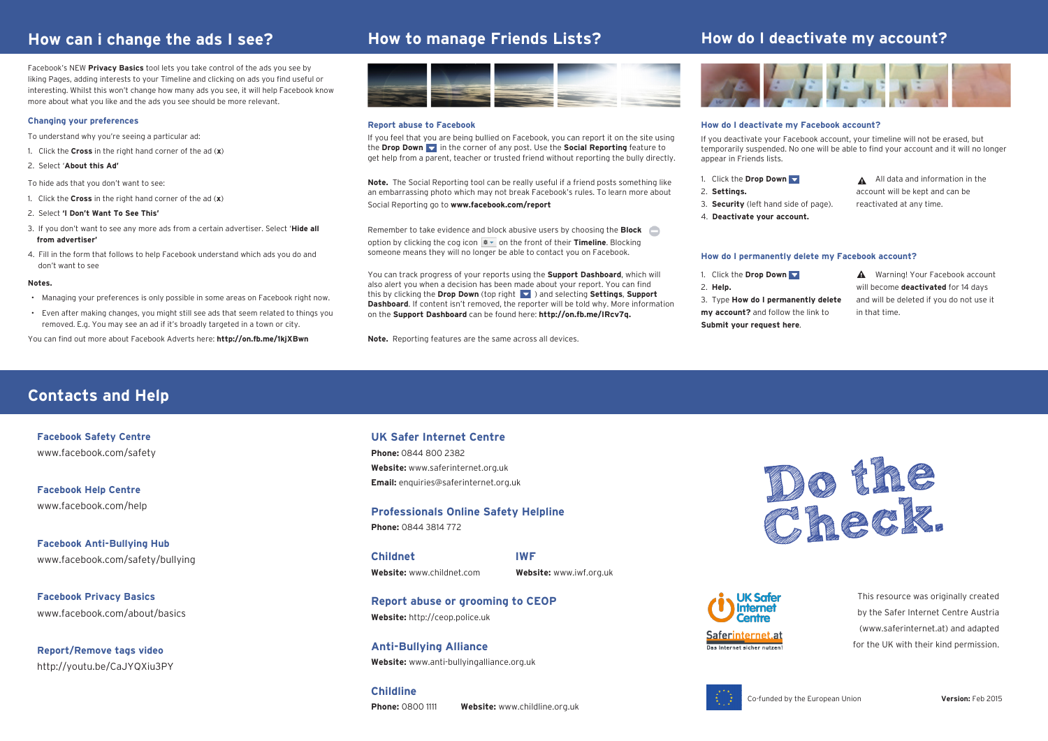## How can i change the ads I see?

Facebook's NEW **Privacy Basics** tool lets you take control of the ads you see by liking Pages, adding interests to your Timeline and clicking on ads you find useful or interesting. Whilst this won't change how many ads you see, it will help Facebook know more about what you like and the ads you see should be more relevant.

### Changing your preferences

To understand why you're seeing a particular ad:

1. Click the **Cross** in the right hand corner of the ad (**x**)
2. Select '**About this Ad'**

To hide ads that you don't want to see:

1. Click the **Cross** in the right hand corner of the ad (**x**)
2. Select **'I Don't Want To See This'**
3. If you don't want to see any more ads from a certain advertiser. Select '**Hide all from advertiser'**
4. Fill in the form that follows to help Facebook understand which ads you do and don't want to see

**Notes.**

- Managing your preferences is only possible in some areas on Facebook right now.
- Even after making changes, you might still see ads that seem related to things you removed. E.g. You may see an ad if it's broadly targeted in a town or city.

You can find out more about Facebook Adverts here: **http://on.fb.me/1kjXBwn**

## How to manage Friends Lists?

### Report abuse to Facebook

If you feel that you are being bullied on Facebook, you can report it on the site using the **Drop Down** in the corner of any post. Use the **Social Reporting** feature to get help from a parent, teacher or trusted friend without reporting the bully directly.

**Note.** The Social Reporting tool can be really useful if a friend posts something like an embarrassing photo which may not break Facebook's rules. To learn more about Social Reporting go to **www.facebook.com/report**

Remember to take evidence and block abusive users by choosing the **Block** option by clicking the cog icon on the front of their **Timeline**. Blocking someone means they will no longer be able to contact you on Facebook.

You can track progress of your reports using the **Support Dashboard**, which will also alert you when a decision has been made about your report. You can find this by clicking the **Drop Down** (top right ) and selecting **Settings**, **Support Dashboard**. If content isn't removed, the reporter will be told why. More information on the **Support Dashboard** can be found here: **http://on.fb.me/IRcv7q.**

**Note.** Reporting features are the same across all devices.

## How do I deactivate my account?

### How do I deactivate my Facebook account?

If you deactivate your Facebook account, your timeline will not be erased, but temporarily suspended. No one will be able to find your account and it will no longer appear in Friends lists.

1. Click the **Drop Down**
2. **Settings.**
3. **Security** (left hand side of page).
4. **Deactivate your account.**

⚠ All data and information in the account will be kept and can be reactivated at any time.

### How do I permanently delete my Facebook account?

1. Click the **Drop Down**
2. **Help.**
3. Type **How do I permanently delete my account?** and follow the link to **Submit your request here**.

⚠ Warning! Your Facebook account will become **deactivated** for 14 days and will be deleted if you do not use it in that time.

## Contacts and Help

**Facebook Safety Centre**
www.facebook.com/safety

**Facebook Help Centre**
www.facebook.com/help

**Facebook Anti-Bullying Hub**
www.facebook.com/safety/bullying

**Facebook Privacy Basics**
www.facebook.com/about/basics

**Report/Remove tags video**
http://youtu.be/CaJYQXiu3PY

**UK Safer Internet Centre**
**Phone:** 0844 800 2382
**Website:** www.saferinternet.org.uk
**Email:** enquiries@saferinternet.org.uk

**Professionals Online Safety Helpline**
**Phone:** 0844 3814 772

**Childnet**
**Website:** www.childnet.com

**IWF**
**Website:** www.iwf.org.uk

**Report abuse or grooming to CEOP**
**Website:** http://ceop.police.uk

**Anti-Bullying Alliance**
**Website:** www.anti-bullyingalliance.org.uk

**Childline**
**Phone:** 0800 1111 **Website:** www.childline.org.uk

Do the Check.

UK Safer Internet Centre

Saferinternet.at
Das Internet sicher nutzen!

This resource was originally created by the Safer Internet Centre Austria (www.saferinternet.at) and adapted for the UK with their kind permission.

Co-funded by the European Union

**Version:** Feb 2015